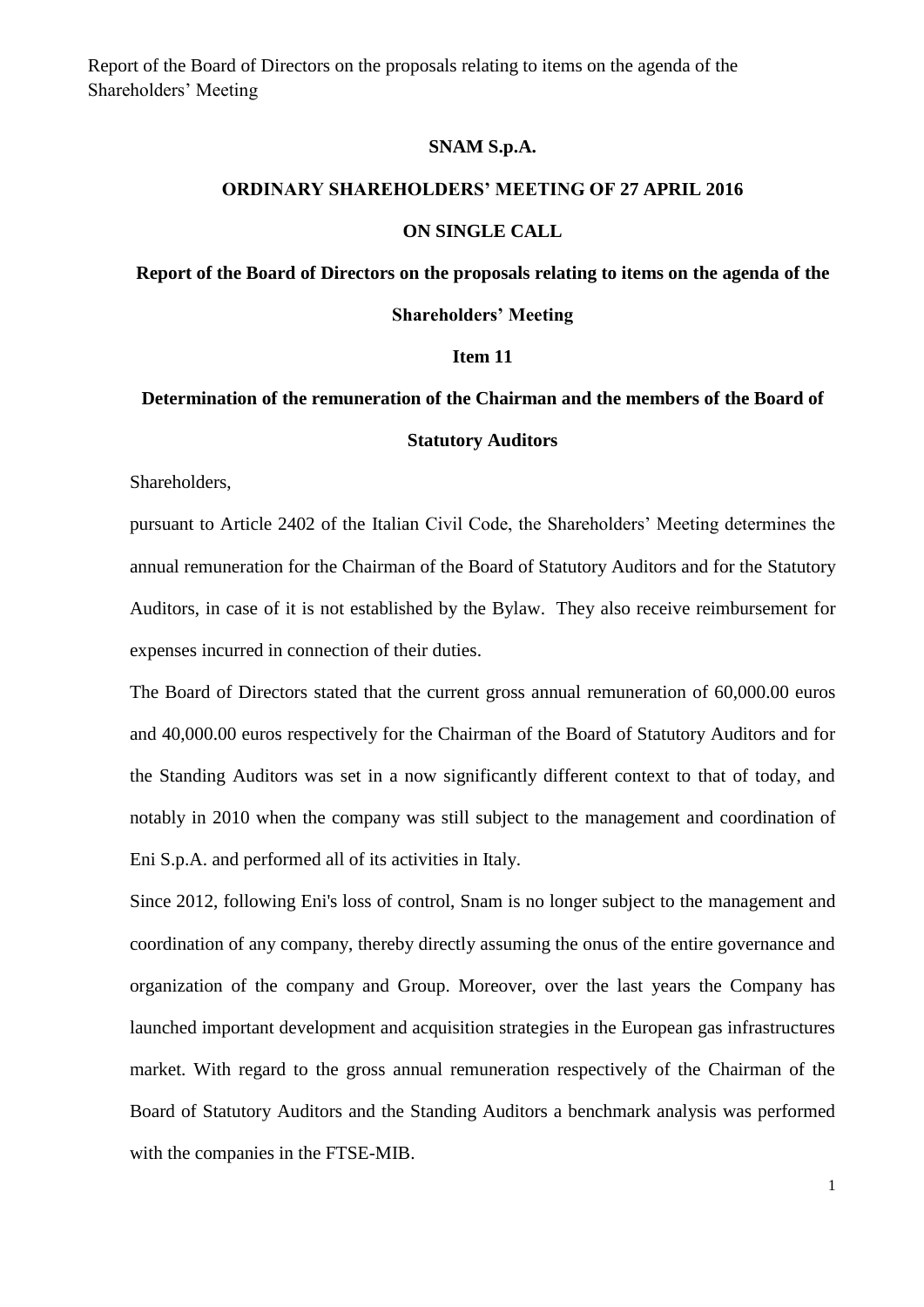**SNAM S.p.A.**

**ORDINARY SHAREHOLDERS' MEETING OF 27 APRIL 2016**

**ON SINGLE CALL**

**Report of the Board of Directors on the proposals relating to items on the agenda of the Shareholders' Meeting**

**Item 11**

**Determination of the remuneration of the Chairman and the members of the Board of Statutory Auditors**

Shareholders,

pursuant to Article 2402 of the Italian Civil Code, the Shareholders' Meeting determines the annual remuneration for the Chairman of the Board of Statutory Auditors and for the Statutory Auditors, in case of it is not established by the Bylaw. They also receive reimbursement for expenses incurred in connection of their duties.

The Board of Directors stated that the current gross annual remuneration of 60,000.00 euros and 40,000.00 euros respectively for the Chairman of the Board of Statutory Auditors and for the Standing Auditors was set in a now significantly different context to that of today, and notably in 2010 when the company was still subject to the management and coordination of Eni S.p.A. and performed all of its activities in Italy.

Since 2012, following Eni's loss of control, Snam is no longer subject to the management and coordination of any company, thereby directly assuming the onus of the entire governance and organization of the company and Group. Moreover, over the last years the Company has launched important development and acquisition strategies in the European gas infrastructures market. With regard to the gross annual remuneration respectively of the Chairman of the Board of Statutory Auditors and the Standing Auditors a benchmark analysis was performed with the companies in the FTSE-MIB.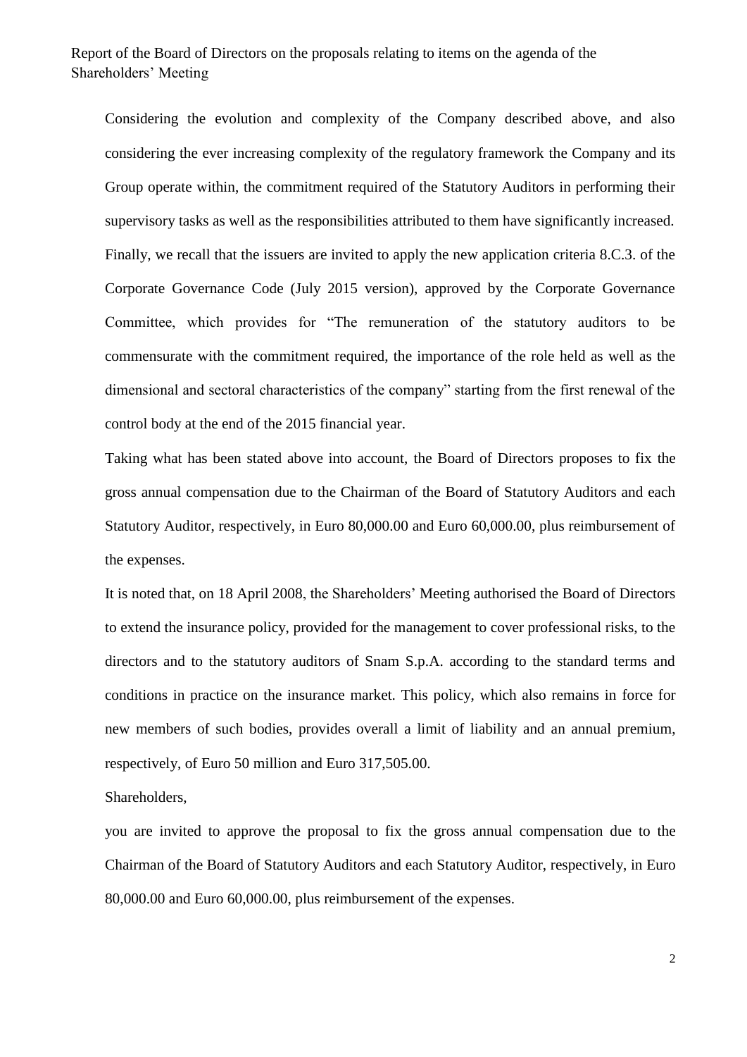Considering the evolution and complexity of the Company described above, and also considering the ever increasing complexity of the regulatory framework the Company and its Group operate within, the commitment required of the Statutory Auditors in performing their supervisory tasks as well as the responsibilities attributed to them have significantly increased. Finally, we recall that the issuers are invited to apply the new application criteria 8.C.3. of the Corporate Governance Code (July 2015 version), approved by the Corporate Governance Committee, which provides for "The remuneration of the statutory auditors to be commensurate with the commitment required, the importance of the role held as well as the dimensional and sectoral characteristics of the company" starting from the first renewal of the control body at the end of the 2015 financial year.

Taking what has been stated above into account, the Board of Directors proposes to fix the gross annual compensation due to the Chairman of the Board of Statutory Auditors and each Statutory Auditor, respectively, in Euro 80,000.00 and Euro 60,000.00, plus reimbursement of the expenses.

It is noted that, on 18 April 2008, the Shareholders' Meeting authorised the Board of Directors to extend the insurance policy, provided for the management to cover professional risks, to the directors and to the statutory auditors of Snam S.p.A. according to the standard terms and conditions in practice on the insurance market. This policy, which also remains in force for new members of such bodies, provides overall a limit of liability and an annual premium, respectively, of Euro 50 million and Euro 317,505.00.

Shareholders,

you are invited to approve the proposal to fix the gross annual compensation due to the Chairman of the Board of Statutory Auditors and each Statutory Auditor, respectively, in Euro 80,000.00 and Euro 60,000.00, plus reimbursement of the expenses.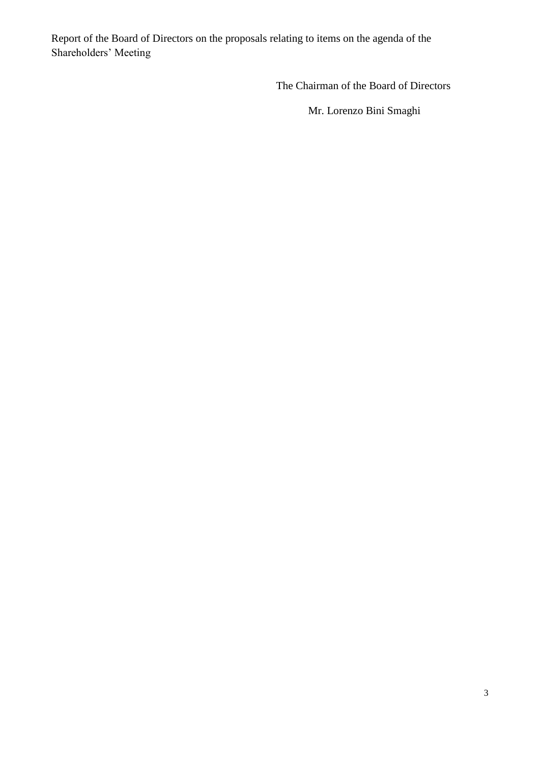Report of the Board of Directors on the proposals relating to items on the agenda of the Shareholders' Meeting

The Chairman of the Board of Directors

Mr. Lorenzo Bini Smaghi